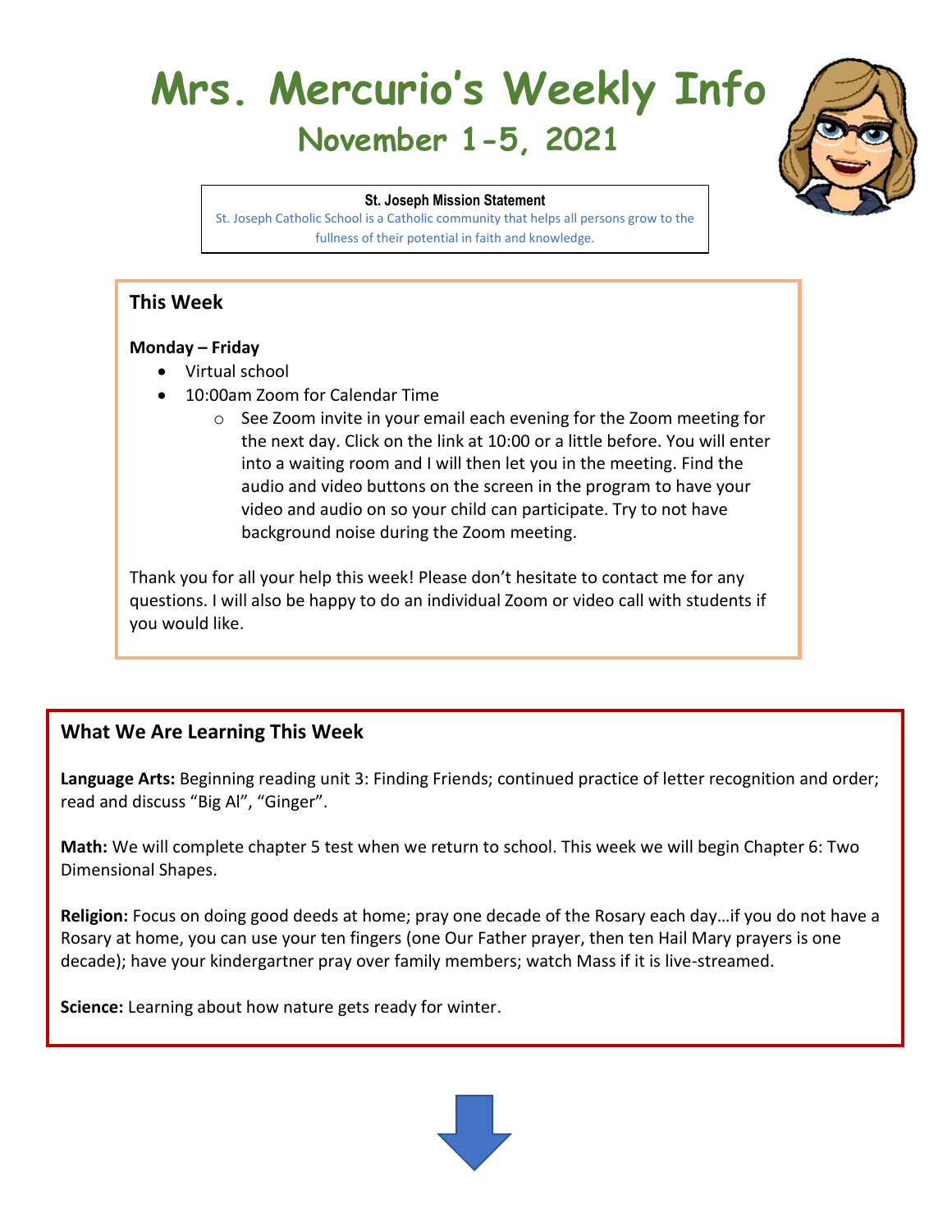# Mrs. Mercurio's Weekly Info

## November 1-5, 2021

**St. Joseph Mission Statement**

St. Joseph Catholic School is a Catholic community that helps all persons grow to the fullness of their potential in faith and knowledge.

### This Week

**Monday – Friday**

- Virtual school
- 10:00am Zoom for Calendar Time
  - See Zoom invite in your email each evening for the Zoom meeting for the next day. Click on the link at 10:00 or a little before. You will enter into a waiting room and I will then let you in the meeting. Find the audio and video buttons on the screen in the program to have your video and audio on so your child can participate. Try to not have background noise during the Zoom meeting.

Thank you for all your help this week! Please don't hesitate to contact me for any questions. I will also be happy to do an individual Zoom or video call with students if you would like.

### What We Are Learning This Week

**Language Arts:** Beginning reading unit 3: Finding Friends; continued practice of letter recognition and order; read and discuss "Big Al", "Ginger".

**Math:** We will complete chapter 5 test when we return to school. This week we will begin Chapter 6: Two Dimensional Shapes.

**Religion:** Focus on doing good deeds at home; pray one decade of the Rosary each day…if you do not have a Rosary at home, you can use your ten fingers (one Our Father prayer, then ten Hail Mary prayers is one decade); have your kindergartner pray over family members; watch Mass if it is live-streamed.

**Science:** Learning about how nature gets ready for winter.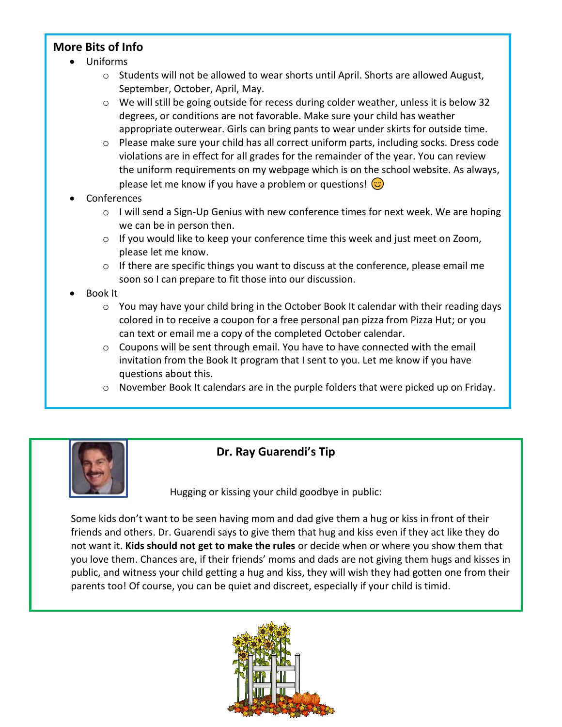## More Bits of Info

- Uniforms
  - Students will not be allowed to wear shorts until April. Shorts are allowed August, September, October, April, May.
  - We will still be going outside for recess during colder weather, unless it is below 32 degrees, or conditions are not favorable. Make sure your child has weather appropriate outerwear. Girls can bring pants to wear under skirts for outside time.
  - Please make sure your child has all correct uniform parts, including socks. Dress code violations are in effect for all grades for the remainder of the year. You can review the uniform requirements on my webpage which is on the school website. As always, please let me know if you have a problem or questions! 😊
- Conferences
  - I will send a Sign-Up Genius with new conference times for next week. We are hoping we can be in person then.
  - If you would like to keep your conference time this week and just meet on Zoom, please let me know.
  - If there are specific things you want to discuss at the conference, please email me soon so I can prepare to fit those into our discussion.
- Book It
  - You may have your child bring in the October Book It calendar with their reading days colored in to receive a coupon for a free personal pan pizza from Pizza Hut; or you can text or email me a copy of the completed October calendar.
  - Coupons will be sent through email. You have to have connected with the email invitation from the Book It program that I sent to you. Let me know if you have questions about this.
  - November Book It calendars are in the purple folders that were picked up on Friday.

## Dr. Ray Guarendi's Tip

Hugging or kissing your child goodbye in public:

Some kids don't want to be seen having mom and dad give them a hug or kiss in front of their friends and others. Dr. Guarendi says to give them that hug and kiss even if they act like they do not want it. **Kids should not get to make the rules** or decide when or where you show them that you love them. Chances are, if their friends' moms and dads are not giving them hugs and kisses in public, and witness your child getting a hug and kiss, they will wish they had gotten one from their parents too! Of course, you can be quiet and discreet, especially if your child is timid.